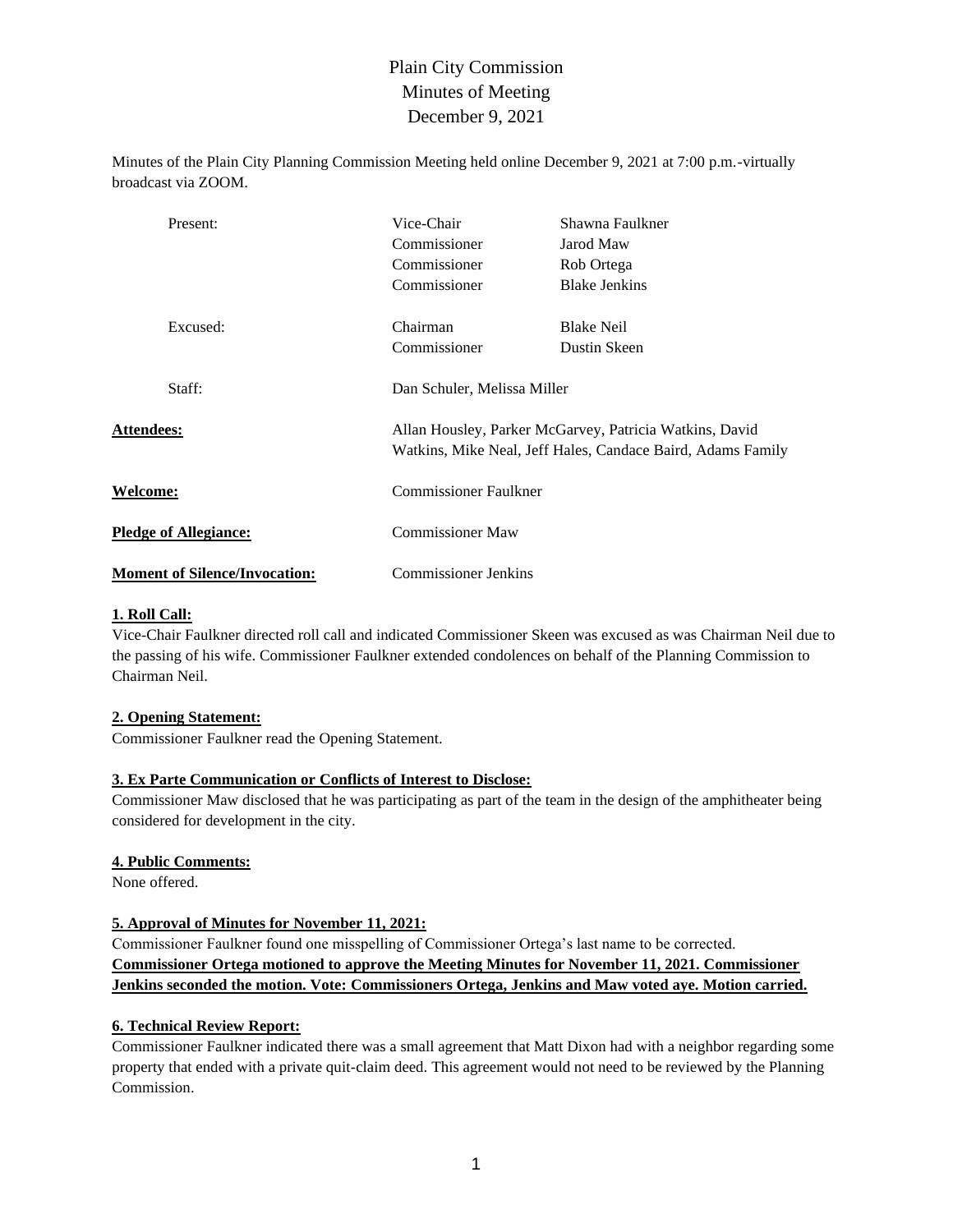# Plain City Commission
## Minutes of Meeting
## December 9, 2021

Minutes of the Plain City Planning Commission Meeting held online December 9, 2021 at 7:00 p.m.-virtually broadcast via ZOOM.

| | | |
|---|---|---|
| Present: | Vice-Chair | Shawna Faulkner |
| | Commissioner | Jarod Maw |
| | Commissioner | Rob Ortega |
| | Commissioner | Blake Jenkins |
| Excused: | Chairman | Blake Neil |
| | Commissioner | Dustin Skeen |
| Staff: | Dan Schuler, Melissa Miller | |

**Attendees:** Allan Housley, Parker McGarvey, Patricia Watkins, David Watkins, Mike Neal, Jeff Hales, Candace Baird, Adams Family

**Welcome:** Commissioner Faulkner

**Pledge of Allegiance:** Commissioner Maw

**Moment of Silence/Invocation:** Commissioner Jenkins

**1. Roll Call:**

Vice-Chair Faulkner directed roll call and indicated Commissioner Skeen was excused as was Chairman Neil due to the passing of his wife. Commissioner Faulkner extended condolences on behalf of the Planning Commission to Chairman Neil.

**2. Opening Statement:**

Commissioner Faulkner read the Opening Statement.

**3. Ex Parte Communication or Conflicts of Interest to Disclose:**

Commissioner Maw disclosed that he was participating as part of the team in the design of the amphitheater being considered for development in the city.

**4. Public Comments:**

None offered.

**5. Approval of Minutes for November 11, 2021:**

Commissioner Faulkner found one misspelling of Commissioner Ortega's last name to be corrected.

**Commissioner Ortega motioned to approve the Meeting Minutes for November 11, 2021. Commissioner Jenkins seconded the motion. Vote: Commissioners Ortega, Jenkins and Maw voted aye. Motion carried.**

**6. Technical Review Report:**

Commissioner Faulkner indicated there was a small agreement that Matt Dixon had with a neighbor regarding some property that ended with a private quit-claim deed. This agreement would not need to be reviewed by the Planning Commission.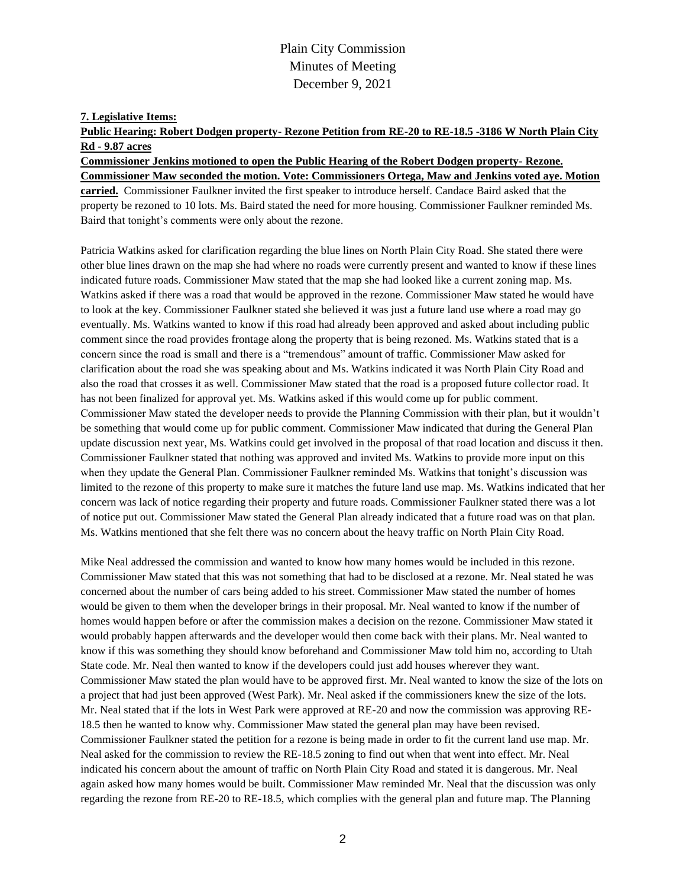**7. Legislative Items:**

**Public Hearing: Robert Dodgen property- Rezone Petition from RE-20 to RE-18.5 -3186 W North Plain City Rd - 9.87 acres**

**Commissioner Jenkins motioned to open the Public Hearing of the Robert Dodgen property- Rezone. Commissioner Maw seconded the motion. Vote: Commissioners Ortega, Maw and Jenkins voted aye. Motion carried.** Commissioner Faulkner invited the first speaker to introduce herself. Candace Baird asked that the property be rezoned to 10 lots. Ms. Baird stated the need for more housing. Commissioner Faulkner reminded Ms. Baird that tonight's comments were only about the rezone.

Patricia Watkins asked for clarification regarding the blue lines on North Plain City Road. She stated there were other blue lines drawn on the map she had where no roads were currently present and wanted to know if these lines indicated future roads. Commissioner Maw stated that the map she had looked like a current zoning map. Ms. Watkins asked if there was a road that would be approved in the rezone. Commissioner Maw stated he would have to look at the key. Commissioner Faulkner stated she believed it was just a future land use where a road may go eventually. Ms. Watkins wanted to know if this road had already been approved and asked about including public comment since the road provides frontage along the property that is being rezoned. Ms. Watkins stated that is a concern since the road is small and there is a "tremendous" amount of traffic. Commissioner Maw asked for clarification about the road she was speaking about and Ms. Watkins indicated it was North Plain City Road and also the road that crosses it as well. Commissioner Maw stated that the road is a proposed future collector road. It has not been finalized for approval yet. Ms. Watkins asked if this would come up for public comment. Commissioner Maw stated the developer needs to provide the Planning Commission with their plan, but it wouldn't be something that would come up for public comment. Commissioner Maw indicated that during the General Plan update discussion next year, Ms. Watkins could get involved in the proposal of that road location and discuss it then. Commissioner Faulkner stated that nothing was approved and invited Ms. Watkins to provide more input on this when they update the General Plan. Commissioner Faulkner reminded Ms. Watkins that tonight's discussion was limited to the rezone of this property to make sure it matches the future land use map. Ms. Watkins indicated that her concern was lack of notice regarding their property and future roads. Commissioner Faulkner stated there was a lot of notice put out. Commissioner Maw stated the General Plan already indicated that a future road was on that plan. Ms. Watkins mentioned that she felt there was no concern about the heavy traffic on North Plain City Road.

Mike Neal addressed the commission and wanted to know how many homes would be included in this rezone. Commissioner Maw stated that this was not something that had to be disclosed at a rezone. Mr. Neal stated he was concerned about the number of cars being added to his street. Commissioner Maw stated the number of homes would be given to them when the developer brings in their proposal. Mr. Neal wanted to know if the number of homes would happen before or after the commission makes a decision on the rezone. Commissioner Maw stated it would probably happen afterwards and the developer would then come back with their plans. Mr. Neal wanted to know if this was something they should know beforehand and Commissioner Maw told him no, according to Utah State code. Mr. Neal then wanted to know if the developers could just add houses wherever they want. Commissioner Maw stated the plan would have to be approved first. Mr. Neal wanted to know the size of the lots on a project that had just been approved (West Park). Mr. Neal asked if the commissioners knew the size of the lots. Mr. Neal stated that if the lots in West Park were approved at RE-20 and now the commission was approving RE-18.5 then he wanted to know why. Commissioner Maw stated the general plan may have been revised. Commissioner Faulkner stated the petition for a rezone is being made in order to fit the current land use map. Mr. Neal asked for the commission to review the RE-18.5 zoning to find out when that went into effect. Mr. Neal indicated his concern about the amount of traffic on North Plain City Road and stated it is dangerous. Mr. Neal again asked how many homes would be built. Commissioner Maw reminded Mr. Neal that the discussion was only regarding the rezone from RE-20 to RE-18.5, which complies with the general plan and future map. The Planning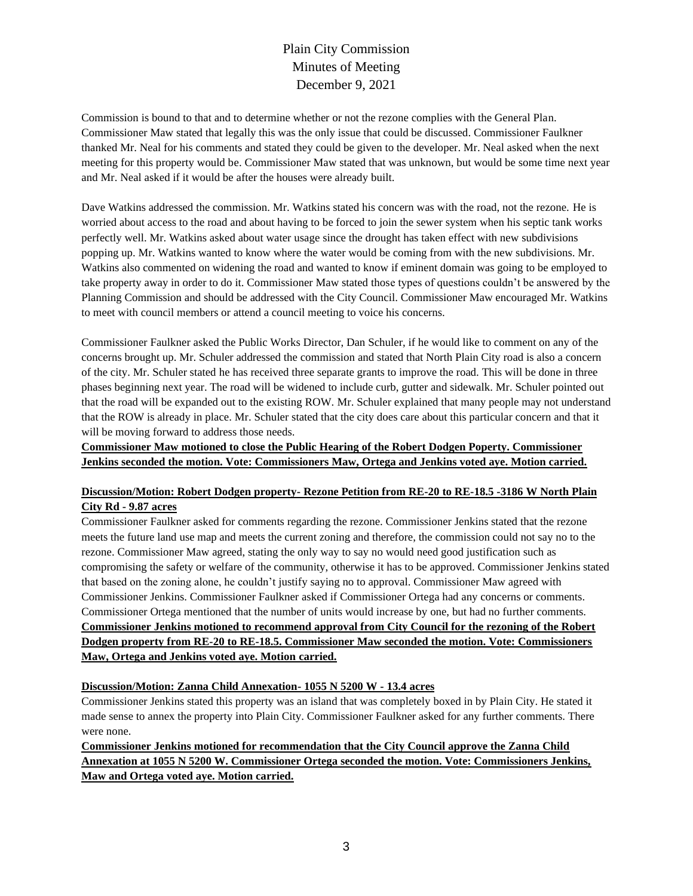Commission is bound to that and to determine whether or not the rezone complies with the General Plan. Commissioner Maw stated that legally this was the only issue that could be discussed. Commissioner Faulkner thanked Mr. Neal for his comments and stated they could be given to the developer. Mr. Neal asked when the next meeting for this property would be. Commissioner Maw stated that was unknown, but would be some time next year and Mr. Neal asked if it would be after the houses were already built.

Dave Watkins addressed the commission. Mr. Watkins stated his concern was with the road, not the rezone. He is worried about access to the road and about having to be forced to join the sewer system when his septic tank works perfectly well. Mr. Watkins asked about water usage since the drought has taken effect with new subdivisions popping up. Mr. Watkins wanted to know where the water would be coming from with the new subdivisions. Mr. Watkins also commented on widening the road and wanted to know if eminent domain was going to be employed to take property away in order to do it. Commissioner Maw stated those types of questions couldn't be answered by the Planning Commission and should be addressed with the City Council. Commissioner Maw encouraged Mr. Watkins to meet with council members or attend a council meeting to voice his concerns.

Commissioner Faulkner asked the Public Works Director, Dan Schuler, if he would like to comment on any of the concerns brought up. Mr. Schuler addressed the commission and stated that North Plain City road is also a concern of the city. Mr. Schuler stated he has received three separate grants to improve the road. This will be done in three phases beginning next year. The road will be widened to include curb, gutter and sidewalk. Mr. Schuler pointed out that the road will be expanded out to the existing ROW. Mr. Schuler explained that many people may not understand that the ROW is already in place. Mr. Schuler stated that the city does care about this particular concern and that it will be moving forward to address those needs.

**Commissioner Maw motioned to close the Public Hearing of the Robert Dodgen Poperty. Commissioner Jenkins seconded the motion. Vote: Commissioners Maw, Ortega and Jenkins voted aye. Motion carried.**

**Discussion/Motion: Robert Dodgen property- Rezone Petition from RE-20 to RE-18.5 -3186 W North Plain City Rd - 9.87 acres**

Commissioner Faulkner asked for comments regarding the rezone. Commissioner Jenkins stated that the rezone meets the future land use map and meets the current zoning and therefore, the commission could not say no to the rezone. Commissioner Maw agreed, stating the only way to say no would need good justification such as compromising the safety or welfare of the community, otherwise it has to be approved. Commissioner Jenkins stated that based on the zoning alone, he couldn't justify saying no to approval. Commissioner Maw agreed with Commissioner Jenkins. Commissioner Faulkner asked if Commissioner Ortega had any concerns or comments. Commissioner Ortega mentioned that the number of units would increase by one, but had no further comments.

**Commissioner Jenkins motioned to recommend approval from City Council for the rezoning of the Robert Dodgen property from RE-20 to RE-18.5. Commissioner Maw seconded the motion. Vote: Commissioners Maw, Ortega and Jenkins voted aye. Motion carried.**

**Discussion/Motion: Zanna Child Annexation- 1055 N 5200 W - 13.4 acres**

Commissioner Jenkins stated this property was an island that was completely boxed in by Plain City. He stated it made sense to annex the property into Plain City. Commissioner Faulkner asked for any further comments. There were none.

**Commissioner Jenkins motioned for recommendation that the City Council approve the Zanna Child Annexation at 1055 N 5200 W. Commissioner Ortega seconded the motion. Vote: Commissioners Jenkins, Maw and Ortega voted aye. Motion carried.**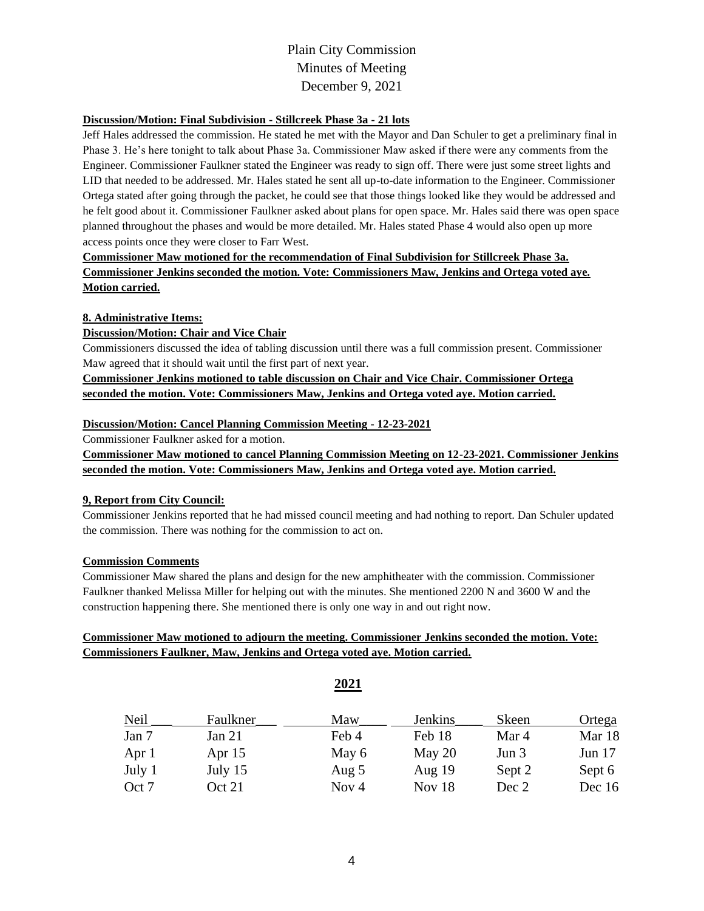Plain City Commission
Minutes of Meeting
December 9, 2021

**Discussion/Motion: Final Subdivision - Stillcreek Phase 3a - 21 lots**

Jeff Hales addressed the commission. He stated he met with the Mayor and Dan Schuler to get a preliminary final in Phase 3. He's here tonight to talk about Phase 3a. Commissioner Maw asked if there were any comments from the Engineer. Commissioner Faulkner stated the Engineer was ready to sign off. There were just some street lights and LID that needed to be addressed. Mr. Hales stated he sent all up-to-date information to the Engineer. Commissioner Ortega stated after going through the packet, he could see that those things looked like they would be addressed and he felt good about it. Commissioner Faulkner asked about plans for open space. Mr. Hales said there was open space planned throughout the phases and would be more detailed. Mr. Hales stated Phase 4 would also open up more access points once they were closer to Farr West.

**Commissioner Maw motioned for the recommendation of Final Subdivision for Stillcreek Phase 3a. Commissioner Jenkins seconded the motion. Vote: Commissioners Maw, Jenkins and Ortega voted aye. Motion carried.**

**8. Administrative Items:**

**Discussion/Motion: Chair and Vice Chair**

Commissioners discussed the idea of tabling discussion until there was a full commission present. Commissioner Maw agreed that it should wait until the first part of next year.

**Commissioner Jenkins motioned to table discussion on Chair and Vice Chair. Commissioner Ortega seconded the motion. Vote: Commissioners Maw, Jenkins and Ortega voted aye. Motion carried.**

**Discussion/Motion: Cancel Planning Commission Meeting - 12-23-2021**

Commissioner Faulkner asked for a motion.

**Commissioner Maw motioned to cancel Planning Commission Meeting on 12-23-2021. Commissioner Jenkins seconded the motion. Vote: Commissioners Maw, Jenkins and Ortega voted aye. Motion carried.**

**9, Report from City Council:**

Commissioner Jenkins reported that he had missed council meeting and had nothing to report. Dan Schuler updated the commission. There was nothing for the commission to act on.

**Commission Comments**

Commissioner Maw shared the plans and design for the new amphitheater with the commission. Commissioner Faulkner thanked Melissa Miller for helping out with the minutes. She mentioned 2200 N and 3600 W and the construction happening there. She mentioned there is only one way in and out right now.

**Commissioner Maw motioned to adjourn the meeting. Commissioner Jenkins seconded the motion. Vote: Commissioners Faulkner, Maw, Jenkins and Ortega voted aye. Motion carried.**

**2021**

| Neil | Faulkner | Maw | Jenkins | Skeen | Ortega |
|---|---|---|---|---|---|
| Jan 7 | Jan 21 | Feb 4 | Feb 18 | Mar 4 | Mar 18 |
| Apr 1 | Apr 15 | May 6 | May 20 | Jun 3 | Jun 17 |
| July 1 | July 15 | Aug 5 | Aug 19 | Sept 2 | Sept 6 |
| Oct 7 | Oct 21 | Nov 4 | Nov 18 | Dec 2 | Dec 16 |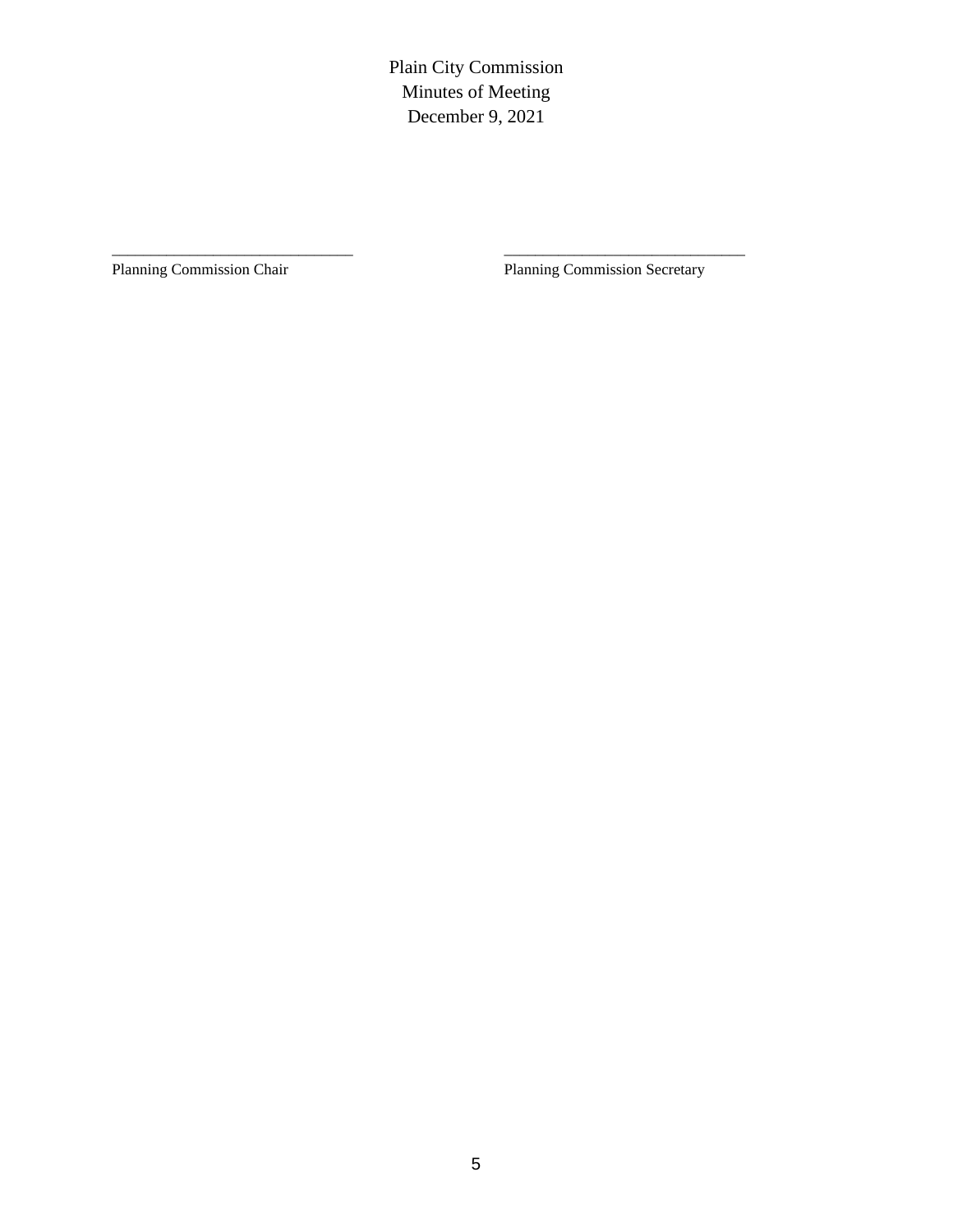Plain City Commission
Minutes of Meeting
December 9, 2021

| | |
|---|---|
| ______________________________ | ______________________________ |
| Planning Commission Chair | Planning Commission Secretary |